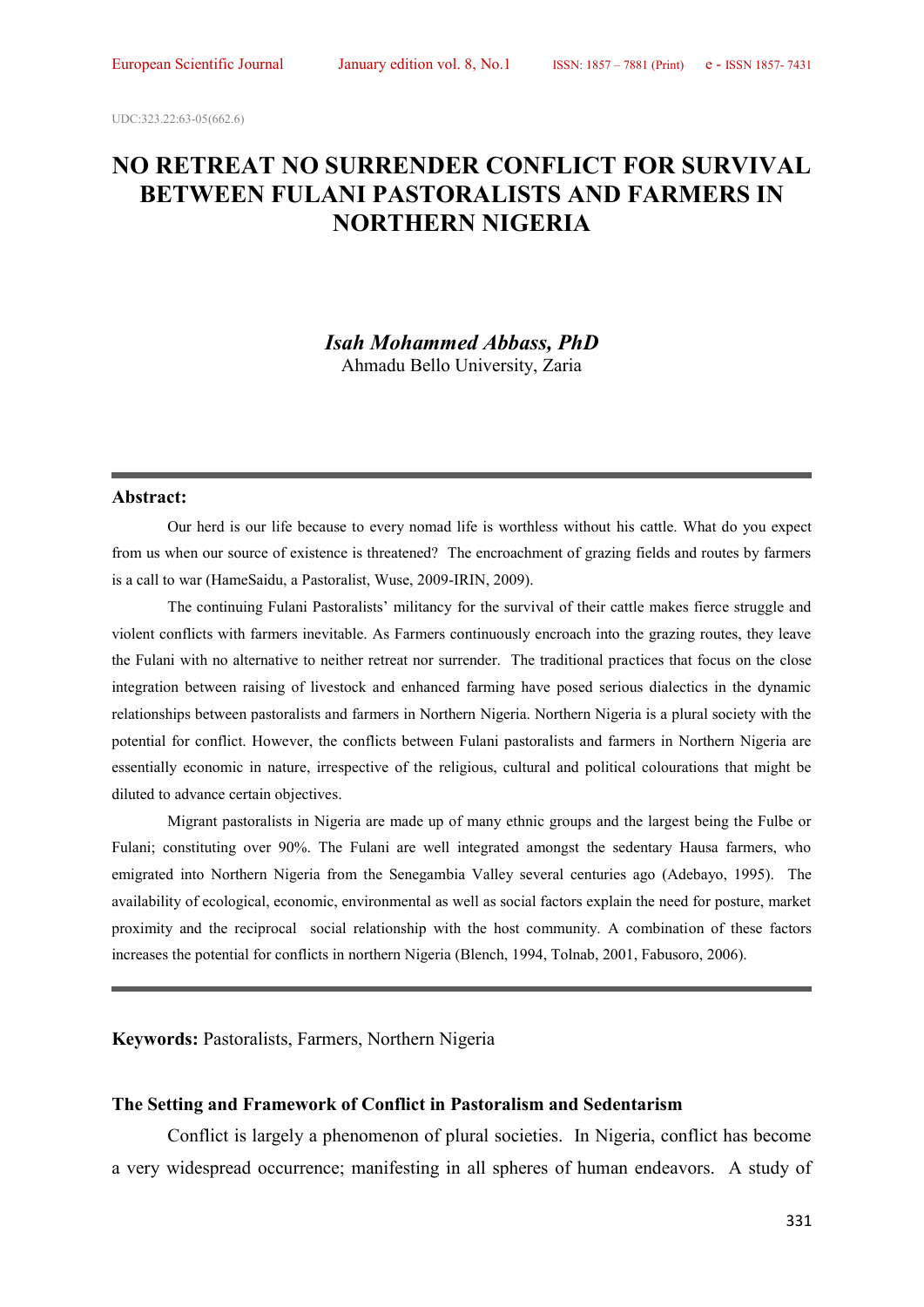UDC:323.22:63-05(662.6)

# NO RETREAT NO SURRENDER CONFLICT FOR SURVIVAL BETWEEN FULANI PASTORALISTS AND FARMERS IN NORTHERN NIGERIA

***Isah Mohammed Abbass, PhD***
Ahmadu Bello University, Zaria

---

**Abstract:**

Our herd is our life because to every nomad life is worthless without his cattle. What do you expect from us when our source of existence is threatened? The encroachment of grazing fields and routes by farmers is a call to war (HameSaidu, a Pastoralist, Wuse, 2009-IRIN, 2009).

The continuing Fulani Pastoralists' militancy for the survival of their cattle makes fierce struggle and violent conflicts with farmers inevitable. As Farmers continuously encroach into the grazing routes, they leave the Fulani with no alternative to neither retreat nor surrender. The traditional practices that focus on the close integration between raising of livestock and enhanced farming have posed serious dialectics in the dynamic relationships between pastoralists and farmers in Northern Nigeria. Northern Nigeria is a plural society with the potential for conflict. However, the conflicts between Fulani pastoralists and farmers in Northern Nigeria are essentially economic in nature, irrespective of the religious, cultural and political colourations that might be diluted to advance certain objectives.

Migrant pastoralists in Nigeria are made up of many ethnic groups and the largest being the Fulbe or Fulani; constituting over 90%. The Fulani are well integrated amongst the sedentary Hausa farmers, who emigrated into Northern Nigeria from the Senegambia Valley several centuries ago (Adebayo, 1995). The availability of ecological, economic, environmental as well as social factors explain the need for posture, market proximity and the reciprocal social relationship with the host community. A combination of these factors increases the potential for conflicts in northern Nigeria (Blench, 1994, Tolnab, 2001, Fabusoro, 2006).

---

**Keywords:** Pastoralists, Farmers, Northern Nigeria

## The Setting and Framework of Conflict in Pastoralism and Sedentarism

Conflict is largely a phenomenon of plural societies. In Nigeria, conflict has become a very widespread occurrence; manifesting in all spheres of human endeavors. A study of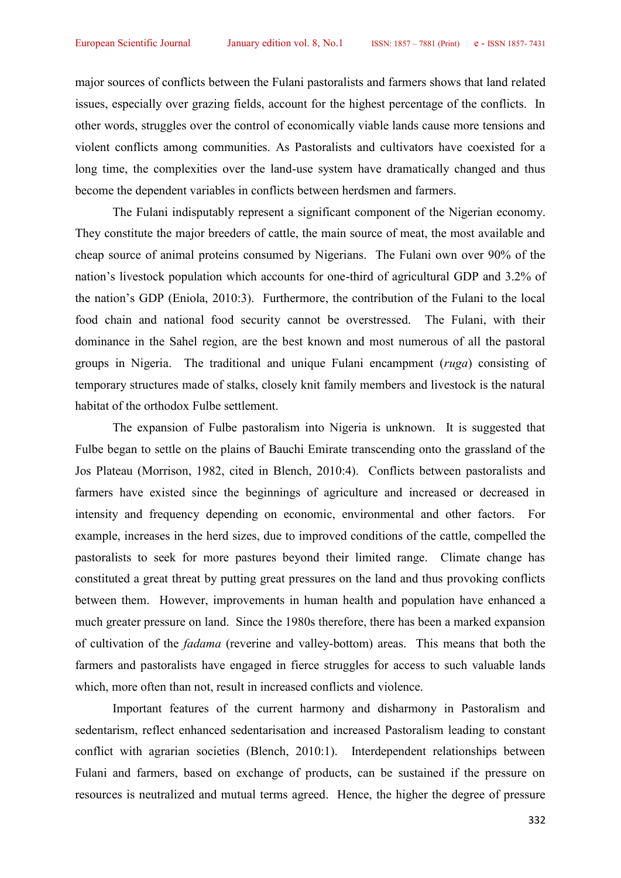major sources of conflicts between the Fulani pastoralists and farmers shows that land related issues, especially over grazing fields, account for the highest percentage of the conflicts. In other words, struggles over the control of economically viable lands cause more tensions and violent conflicts among communities. As Pastoralists and cultivators have coexisted for a long time, the complexities over the land-use system have dramatically changed and thus become the dependent variables in conflicts between herdsmen and farmers.

The Fulani indisputably represent a significant component of the Nigerian economy. They constitute the major breeders of cattle, the main source of meat, the most available and cheap source of animal proteins consumed by Nigerians. The Fulani own over 90% of the nation's livestock population which accounts for one-third of agricultural GDP and 3.2% of the nation's GDP (Eniola, 2010:3). Furthermore, the contribution of the Fulani to the local food chain and national food security cannot be overstressed. The Fulani, with their dominance in the Sahel region, are the best known and most numerous of all the pastoral groups in Nigeria. The traditional and unique Fulani encampment (*ruga*) consisting of temporary structures made of stalks, closely knit family members and livestock is the natural habitat of the orthodox Fulbe settlement.

The expansion of Fulbe pastoralism into Nigeria is unknown. It is suggested that Fulbe began to settle on the plains of Bauchi Emirate transcending onto the grassland of the Jos Plateau (Morrison, 1982, cited in Blench, 2010:4). Conflicts between pastoralists and farmers have existed since the beginnings of agriculture and increased or decreased in intensity and frequency depending on economic, environmental and other factors. For example, increases in the herd sizes, due to improved conditions of the cattle, compelled the pastoralists to seek for more pastures beyond their limited range. Climate change has constituted a great threat by putting great pressures on the land and thus provoking conflicts between them. However, improvements in human health and population have enhanced a much greater pressure on land. Since the 1980s therefore, there has been a marked expansion of cultivation of the *fadama* (reverine and valley-bottom) areas. This means that both the farmers and pastoralists have engaged in fierce struggles for access to such valuable lands which, more often than not, result in increased conflicts and violence.

Important features of the current harmony and disharmony in Pastoralism and sedentarism, reflect enhanced sedentarisation and increased Pastoralism leading to constant conflict with agrarian societies (Blench, 2010:1). Interdependent relationships between Fulani and farmers, based on exchange of products, can be sustained if the pressure on resources is neutralized and mutual terms agreed. Hence, the higher the degree of pressure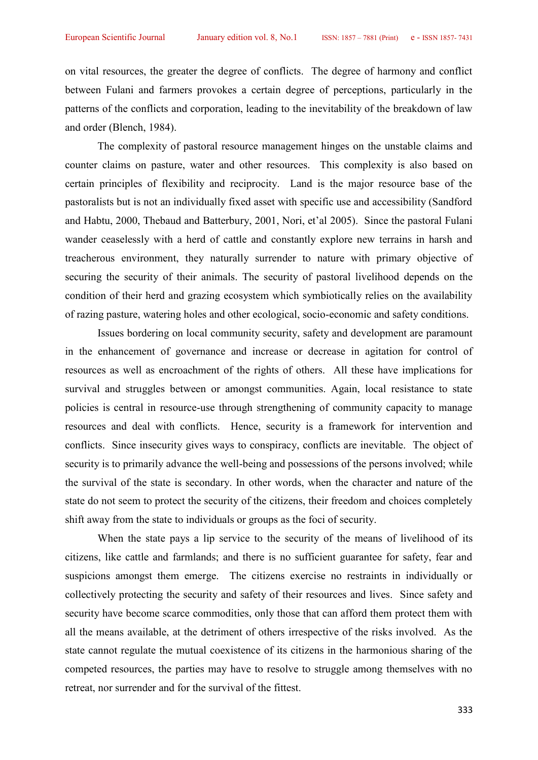on vital resources, the greater the degree of conflicts. The degree of harmony and conflict between Fulani and farmers provokes a certain degree of perceptions, particularly in the patterns of the conflicts and corporation, leading to the inevitability of the breakdown of law and order (Blench, 1984).

The complexity of pastoral resource management hinges on the unstable claims and counter claims on pasture, water and other resources. This complexity is also based on certain principles of flexibility and reciprocity. Land is the major resource base of the pastoralists but is not an individually fixed asset with specific use and accessibility (Sandford and Habtu, 2000, Thebaud and Batterbury, 2001, Nori, et'al 2005). Since the pastoral Fulani wander ceaselessly with a herd of cattle and constantly explore new terrains in harsh and treacherous environment, they naturally surrender to nature with primary objective of securing the security of their animals. The security of pastoral livelihood depends on the condition of their herd and grazing ecosystem which symbiotically relies on the availability of razing pasture, watering holes and other ecological, socio-economic and safety conditions.

Issues bordering on local community security, safety and development are paramount in the enhancement of governance and increase or decrease in agitation for control of resources as well as encroachment of the rights of others. All these have implications for survival and struggles between or amongst communities. Again, local resistance to state policies is central in resource-use through strengthening of community capacity to manage resources and deal with conflicts. Hence, security is a framework for intervention and conflicts. Since insecurity gives ways to conspiracy, conflicts are inevitable. The object of security is to primarily advance the well-being and possessions of the persons involved; while the survival of the state is secondary. In other words, when the character and nature of the state do not seem to protect the security of the citizens, their freedom and choices completely shift away from the state to individuals or groups as the foci of security.

When the state pays a lip service to the security of the means of livelihood of its citizens, like cattle and farmlands; and there is no sufficient guarantee for safety, fear and suspicions amongst them emerge. The citizens exercise no restraints in individually or collectively protecting the security and safety of their resources and lives. Since safety and security have become scarce commodities, only those that can afford them protect them with all the means available, at the detriment of others irrespective of the risks involved. As the state cannot regulate the mutual coexistence of its citizens in the harmonious sharing of the competed resources, the parties may have to resolve to struggle among themselves with no retreat, nor surrender and for the survival of the fittest.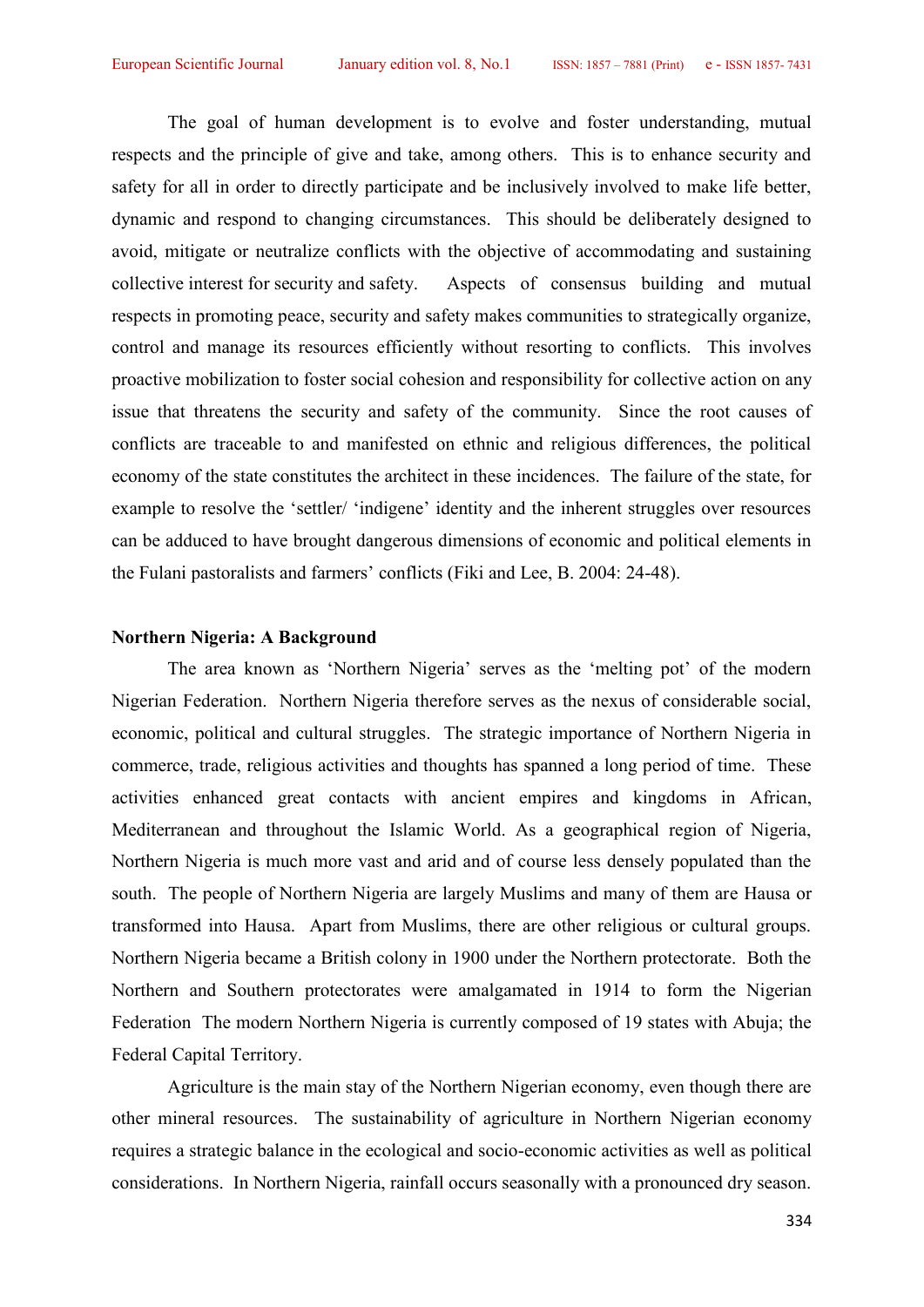The goal of human development is to evolve and foster understanding, mutual respects and the principle of give and take, among others. This is to enhance security and safety for all in order to directly participate and be inclusively involved to make life better, dynamic and respond to changing circumstances. This should be deliberately designed to avoid, mitigate or neutralize conflicts with the objective of accommodating and sustaining collective interest for security and safety. Aspects of consensus building and mutual respects in promoting peace, security and safety makes communities to strategically organize, control and manage its resources efficiently without resorting to conflicts. This involves proactive mobilization to foster social cohesion and responsibility for collective action on any issue that threatens the security and safety of the community. Since the root causes of conflicts are traceable to and manifested on ethnic and religious differences, the political economy of the state constitutes the architect in these incidences. The failure of the state, for example to resolve the 'settler/ 'indigene' identity and the inherent struggles over resources can be adduced to have brought dangerous dimensions of economic and political elements in the Fulani pastoralists and farmers' conflicts (Fiki and Lee, B. 2004: 24-48).

**Northern Nigeria: A Background**

The area known as 'Northern Nigeria' serves as the 'melting pot' of the modern Nigerian Federation. Northern Nigeria therefore serves as the nexus of considerable social, economic, political and cultural struggles. The strategic importance of Northern Nigeria in commerce, trade, religious activities and thoughts has spanned a long period of time. These activities enhanced great contacts with ancient empires and kingdoms in African, Mediterranean and throughout the Islamic World. As a geographical region of Nigeria, Northern Nigeria is much more vast and arid and of course less densely populated than the south. The people of Northern Nigeria are largely Muslims and many of them are Hausa or transformed into Hausa. Apart from Muslims, there are other religious or cultural groups. Northern Nigeria became a British colony in 1900 under the Northern protectorate. Both the Northern and Southern protectorates were amalgamated in 1914 to form the Nigerian Federation The modern Northern Nigeria is currently composed of 19 states with Abuja; the Federal Capital Territory.

Agriculture is the main stay of the Northern Nigerian economy, even though there are other mineral resources. The sustainability of agriculture in Northern Nigerian economy requires a strategic balance in the ecological and socio-economic activities as well as political considerations. In Northern Nigeria, rainfall occurs seasonally with a pronounced dry season.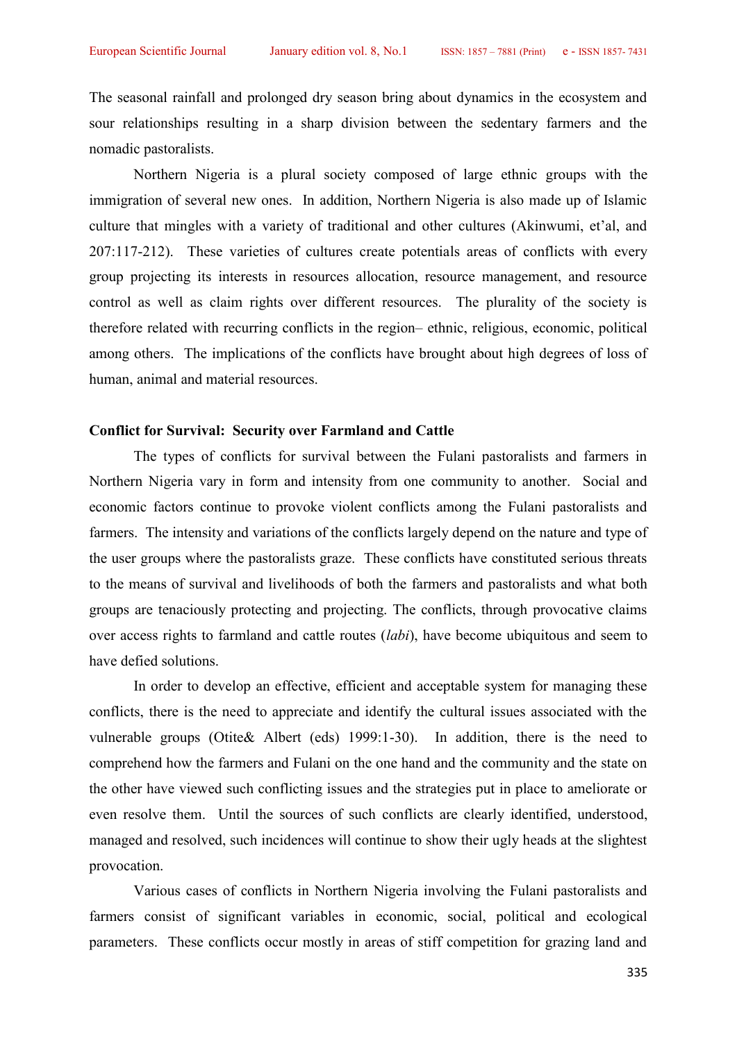The seasonal rainfall and prolonged dry season bring about dynamics in the ecosystem and sour relationships resulting in a sharp division between the sedentary farmers and the nomadic pastoralists.

Northern Nigeria is a plural society composed of large ethnic groups with the immigration of several new ones. In addition, Northern Nigeria is also made up of Islamic culture that mingles with a variety of traditional and other cultures (Akinwumi, et'al, and 207:117-212). These varieties of cultures create potentials areas of conflicts with every group projecting its interests in resources allocation, resource management, and resource control as well as claim rights over different resources. The plurality of the society is therefore related with recurring conflicts in the region– ethnic, religious, economic, political among others. The implications of the conflicts have brought about high degrees of loss of human, animal and material resources.

**Conflict for Survival: Security over Farmland and Cattle**

The types of conflicts for survival between the Fulani pastoralists and farmers in Northern Nigeria vary in form and intensity from one community to another. Social and economic factors continue to provoke violent conflicts among the Fulani pastoralists and farmers. The intensity and variations of the conflicts largely depend on the nature and type of the user groups where the pastoralists graze. These conflicts have constituted serious threats to the means of survival and livelihoods of both the farmers and pastoralists and what both groups are tenaciously protecting and projecting. The conflicts, through provocative claims over access rights to farmland and cattle routes (*labi*), have become ubiquitous and seem to have defied solutions.

In order to develop an effective, efficient and acceptable system for managing these conflicts, there is the need to appreciate and identify the cultural issues associated with the vulnerable groups (Otite& Albert (eds) 1999:1-30). In addition, there is the need to comprehend how the farmers and Fulani on the one hand and the community and the state on the other have viewed such conflicting issues and the strategies put in place to ameliorate or even resolve them. Until the sources of such conflicts are clearly identified, understood, managed and resolved, such incidences will continue to show their ugly heads at the slightest provocation.

Various cases of conflicts in Northern Nigeria involving the Fulani pastoralists and farmers consist of significant variables in economic, social, political and ecological parameters. These conflicts occur mostly in areas of stiff competition for grazing land and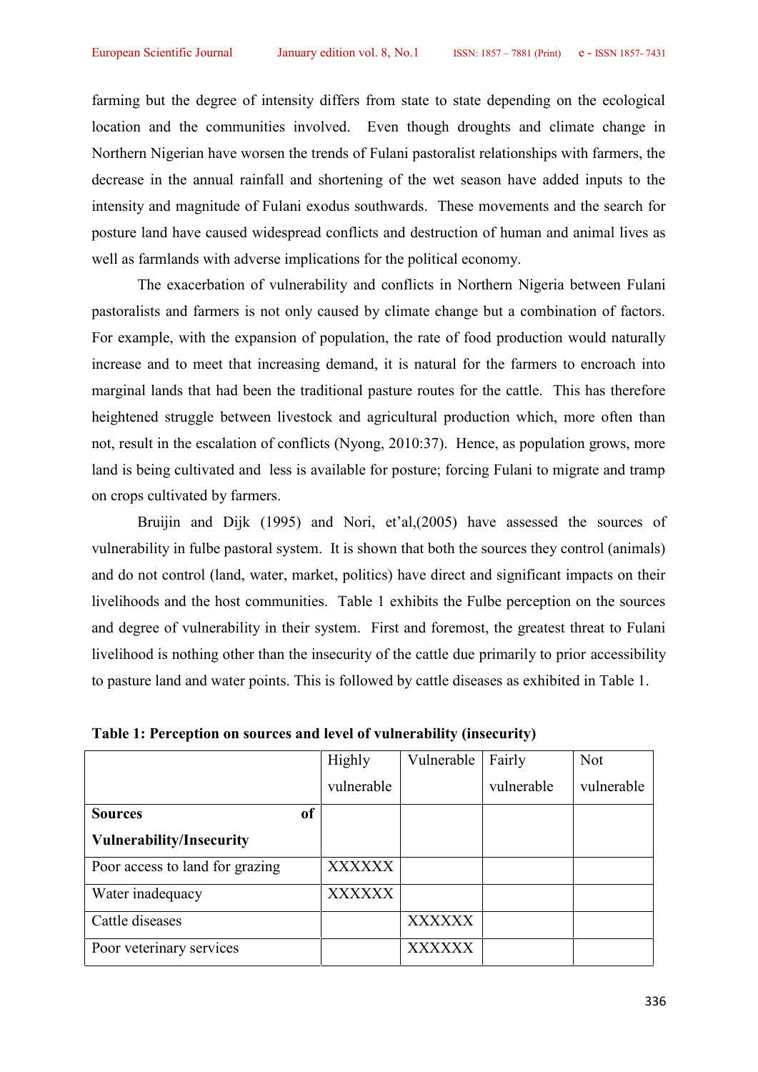farming but the degree of intensity differs from state to state depending on the ecological location and the communities involved. Even though droughts and climate change in Northern Nigerian have worsen the trends of Fulani pastoralist relationships with farmers, the decrease in the annual rainfall and shortening of the wet season have added inputs to the intensity and magnitude of Fulani exodus southwards. These movements and the search for posture land have caused widespread conflicts and destruction of human and animal lives as well as farmlands with adverse implications for the political economy.

The exacerbation of vulnerability and conflicts in Northern Nigeria between Fulani pastoralists and farmers is not only caused by climate change but a combination of factors. For example, with the expansion of population, the rate of food production would naturally increase and to meet that increasing demand, it is natural for the farmers to encroach into marginal lands that had been the traditional pasture routes for the cattle. This has therefore heightened struggle between livestock and agricultural production which, more often than not, result in the escalation of conflicts (Nyong, 2010:37). Hence, as population grows, more land is being cultivated and less is available for posture; forcing Fulani to migrate and tramp on crops cultivated by farmers.

Bruijin and Dijk (1995) and Nori, et'al,(2005) have assessed the sources of vulnerability in fulbe pastoral system. It is shown that both the sources they control (animals) and do not control (land, water, market, politics) have direct and significant impacts on their livelihoods and the host communities. Table 1 exhibits the Fulbe perception on the sources and degree of vulnerability in their system. First and foremost, the greatest threat to Fulani livelihood is nothing other than the insecurity of the cattle due primarily to prior accessibility to pasture land and water points. This is followed by cattle diseases as exhibited in Table 1.

**Table 1: Perception on sources and level of vulnerability (insecurity)**

| | Highly vulnerable | Vulnerable | Fairly vulnerable | Not vulnerable |
|---|---|---|---|---|
| **Sources of Vulnerability/Insecurity** | | | | |
| Poor access to land for grazing | XXXXXX | | | |
| Water inadequacy | XXXXXX | | | |
| Cattle diseases | | XXXXXX | | |
| Poor veterinary services | | XXXXXX | | |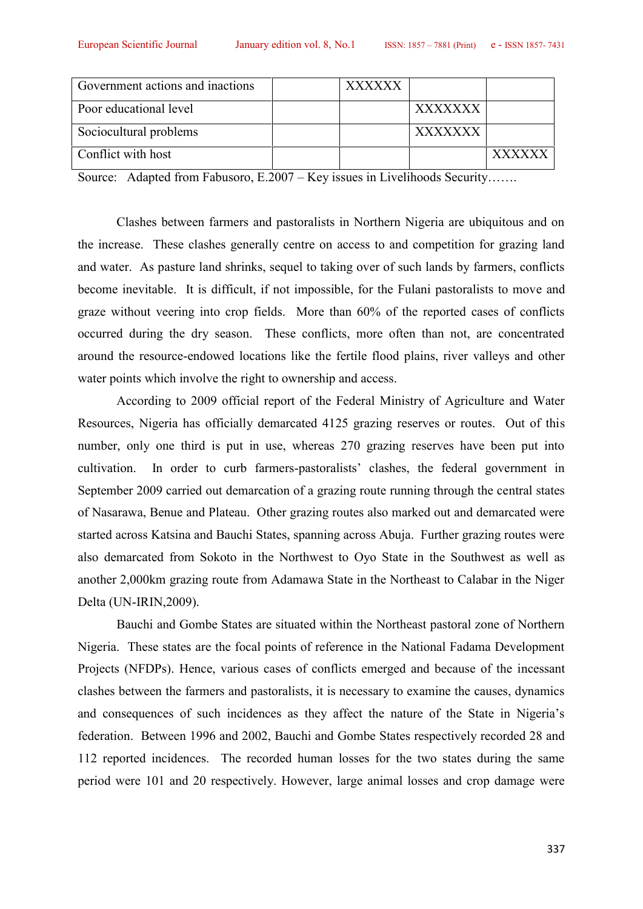| | | | | |
|---|---|---|---|---|
| Government actions and inactions | | XXXXXX | | |
| Poor educational level | | | XXXXXXX | |
| Sociocultural problems | | | XXXXXXX | |
| Conflict with host | | | | XXXXXX |

Source: Adapted from Fabusoro, E.2007 – Key issues in Livelihoods Security…….

Clashes between farmers and pastoralists in Northern Nigeria are ubiquitous and on the increase. These clashes generally centre on access to and competition for grazing land and water. As pasture land shrinks, sequel to taking over of such lands by farmers, conflicts become inevitable. It is difficult, if not impossible, for the Fulani pastoralists to move and graze without veering into crop fields. More than 60% of the reported cases of conflicts occurred during the dry season. These conflicts, more often than not, are concentrated around the resource-endowed locations like the fertile flood plains, river valleys and other water points which involve the right to ownership and access.

According to 2009 official report of the Federal Ministry of Agriculture and Water Resources, Nigeria has officially demarcated 4125 grazing reserves or routes. Out of this number, only one third is put in use, whereas 270 grazing reserves have been put into cultivation. In order to curb farmers-pastoralists' clashes, the federal government in September 2009 carried out demarcation of a grazing route running through the central states of Nasarawa, Benue and Plateau. Other grazing routes also marked out and demarcated were started across Katsina and Bauchi States, spanning across Abuja. Further grazing routes were also demarcated from Sokoto in the Northwest to Oyo State in the Southwest as well as another 2,000km grazing route from Adamawa State in the Northeast to Calabar in the Niger Delta (UN-IRIN,2009).

Bauchi and Gombe States are situated within the Northeast pastoral zone of Northern Nigeria. These states are the focal points of reference in the National Fadama Development Projects (NFDPs). Hence, various cases of conflicts emerged and because of the incessant clashes between the farmers and pastoralists, it is necessary to examine the causes, dynamics and consequences of such incidences as they affect the nature of the State in Nigeria's federation. Between 1996 and 2002, Bauchi and Gombe States respectively recorded 28 and 112 reported incidences. The recorded human losses for the two states during the same period were 101 and 20 respectively. However, large animal losses and crop damage were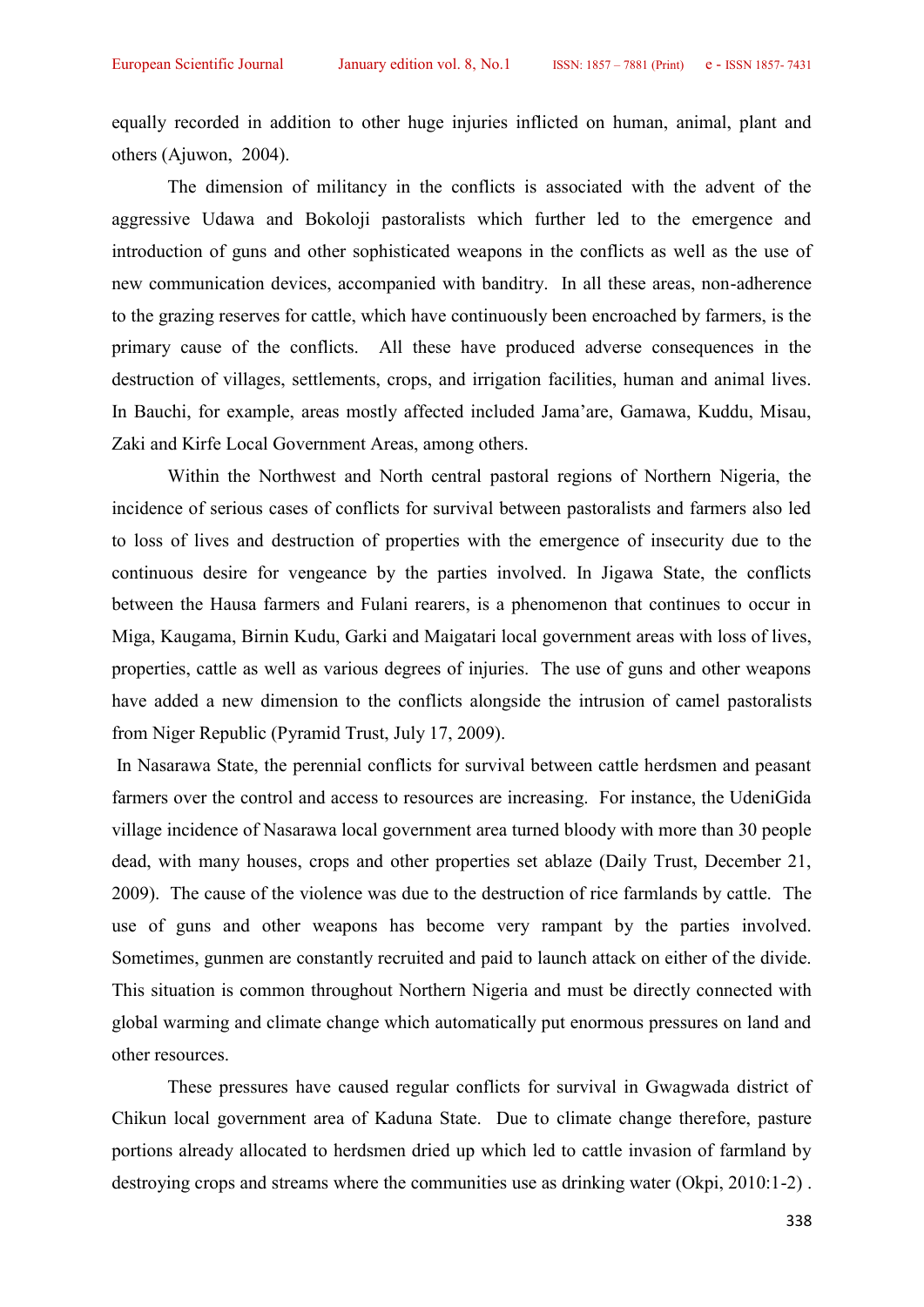equally recorded in addition to other huge injuries inflicted on human, animal, plant and others (Ajuwon, 2004).

The dimension of militancy in the conflicts is associated with the advent of the aggressive Udawa and Bokoloji pastoralists which further led to the emergence and introduction of guns and other sophisticated weapons in the conflicts as well as the use of new communication devices, accompanied with banditry. In all these areas, non-adherence to the grazing reserves for cattle, which have continuously been encroached by farmers, is the primary cause of the conflicts. All these have produced adverse consequences in the destruction of villages, settlements, crops, and irrigation facilities, human and animal lives. In Bauchi, for example, areas mostly affected included Jama'are, Gamawa, Kuddu, Misau, Zaki and Kirfe Local Government Areas, among others.

Within the Northwest and North central pastoral regions of Northern Nigeria, the incidence of serious cases of conflicts for survival between pastoralists and farmers also led to loss of lives and destruction of properties with the emergence of insecurity due to the continuous desire for vengeance by the parties involved. In Jigawa State, the conflicts between the Hausa farmers and Fulani rearers, is a phenomenon that continues to occur in Miga, Kaugama, Birnin Kudu, Garki and Maigatari local government areas with loss of lives, properties, cattle as well as various degrees of injuries. The use of guns and other weapons have added a new dimension to the conflicts alongside the intrusion of camel pastoralists from Niger Republic (Pyramid Trust, July 17, 2009).

In Nasarawa State, the perennial conflicts for survival between cattle herdsmen and peasant farmers over the control and access to resources are increasing. For instance, the UdeniGida village incidence of Nasarawa local government area turned bloody with more than 30 people dead, with many houses, crops and other properties set ablaze (Daily Trust, December 21, 2009). The cause of the violence was due to the destruction of rice farmlands by cattle. The use of guns and other weapons has become very rampant by the parties involved. Sometimes, gunmen are constantly recruited and paid to launch attack on either of the divide. This situation is common throughout Northern Nigeria and must be directly connected with global warming and climate change which automatically put enormous pressures on land and other resources.

These pressures have caused regular conflicts for survival in Gwagwada district of Chikun local government area of Kaduna State. Due to climate change therefore, pasture portions already allocated to herdsmen dried up which led to cattle invasion of farmland by destroying crops and streams where the communities use as drinking water (Okpi, 2010:1-2) .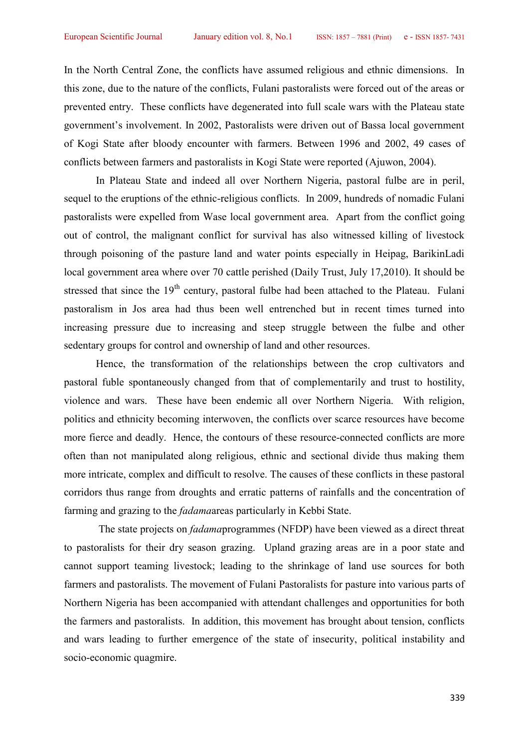In the North Central Zone, the conflicts have assumed religious and ethnic dimensions. In this zone, due to the nature of the conflicts, Fulani pastoralists were forced out of the areas or prevented entry. These conflicts have degenerated into full scale wars with the Plateau state government's involvement. In 2002, Pastoralists were driven out of Bassa local government of Kogi State after bloody encounter with farmers. Between 1996 and 2002, 49 cases of conflicts between farmers and pastoralists in Kogi State were reported (Ajuwon, 2004).

In Plateau State and indeed all over Northern Nigeria, pastoral fulbe are in peril, sequel to the eruptions of the ethnic-religious conflicts. In 2009, hundreds of nomadic Fulani pastoralists were expelled from Wase local government area. Apart from the conflict going out of control, the malignant conflict for survival has also witnessed killing of livestock through poisoning of the pasture land and water points especially in Heipag, BarikinLadi local government area where over 70 cattle perished (Daily Trust, July 17,2010). It should be stressed that since the 19th century, pastoral fulbe had been attached to the Plateau. Fulani pastoralism in Jos area had thus been well entrenched but in recent times turned into increasing pressure due to increasing and steep struggle between the fulbe and other sedentary groups for control and ownership of land and other resources.

Hence, the transformation of the relationships between the crop cultivators and pastoral fuble spontaneously changed from that of complementarily and trust to hostility, violence and wars. These have been endemic all over Northern Nigeria. With religion, politics and ethnicity becoming interwoven, the conflicts over scarce resources have become more fierce and deadly. Hence, the contours of these resource-connected conflicts are more often than not manipulated along religious, ethnic and sectional divide thus making them more intricate, complex and difficult to resolve. The causes of these conflicts in these pastoral corridors thus range from droughts and erratic patterns of rainfalls and the concentration of farming and grazing to the *fadama*areas particularly in Kebbi State.

The state projects on *fadama*programmes (NFDP) have been viewed as a direct threat to pastoralists for their dry season grazing. Upland grazing areas are in a poor state and cannot support teaming livestock; leading to the shrinkage of land use sources for both farmers and pastoralists. The movement of Fulani Pastoralists for pasture into various parts of Northern Nigeria has been accompanied with attendant challenges and opportunities for both the farmers and pastoralists. In addition, this movement has brought about tension, conflicts and wars leading to further emergence of the state of insecurity, political instability and socio-economic quagmire.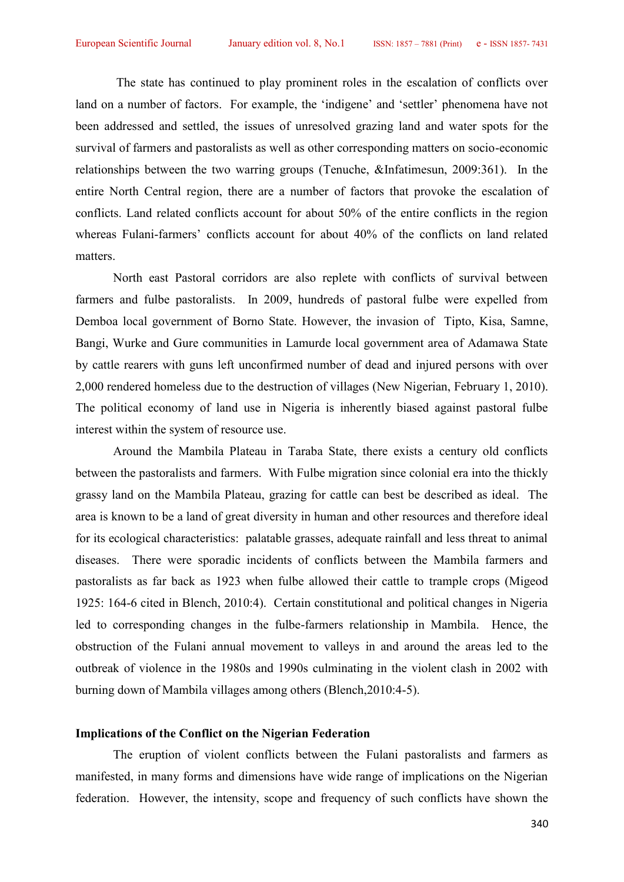The state has continued to play prominent roles in the escalation of conflicts over land on a number of factors. For example, the 'indigene' and 'settler' phenomena have not been addressed and settled, the issues of unresolved grazing land and water spots for the survival of farmers and pastoralists as well as other corresponding matters on socio-economic relationships between the two warring groups (Tenuche, &Infatimesun, 2009:361). In the entire North Central region, there are a number of factors that provoke the escalation of conflicts. Land related conflicts account for about 50% of the entire conflicts in the region whereas Fulani-farmers' conflicts account for about 40% of the conflicts on land related matters.

North east Pastoral corridors are also replete with conflicts of survival between farmers and fulbe pastoralists. In 2009, hundreds of pastoral fulbe were expelled from Demboa local government of Borno State. However, the invasion of Tipto, Kisa, Samne, Bangi, Wurke and Gure communities in Lamurde local government area of Adamawa State by cattle rearers with guns left unconfirmed number of dead and injured persons with over 2,000 rendered homeless due to the destruction of villages (New Nigerian, February 1, 2010). The political economy of land use in Nigeria is inherently biased against pastoral fulbe interest within the system of resource use.

Around the Mambila Plateau in Taraba State, there exists a century old conflicts between the pastoralists and farmers. With Fulbe migration since colonial era into the thickly grassy land on the Mambila Plateau, grazing for cattle can best be described as ideal. The area is known to be a land of great diversity in human and other resources and therefore ideal for its ecological characteristics: palatable grasses, adequate rainfall and less threat to animal diseases. There were sporadic incidents of conflicts between the Mambila farmers and pastoralists as far back as 1923 when fulbe allowed their cattle to trample crops (Migeod 1925: 164-6 cited in Blench, 2010:4). Certain constitutional and political changes in Nigeria led to corresponding changes in the fulbe-farmers relationship in Mambila. Hence, the obstruction of the Fulani annual movement to valleys in and around the areas led to the outbreak of violence in the 1980s and 1990s culminating in the violent clash in 2002 with burning down of Mambila villages among others (Blench,2010:4-5).

## Implications of the Conflict on the Nigerian Federation

The eruption of violent conflicts between the Fulani pastoralists and farmers as manifested, in many forms and dimensions have wide range of implications on the Nigerian federation. However, the intensity, scope and frequency of such conflicts have shown the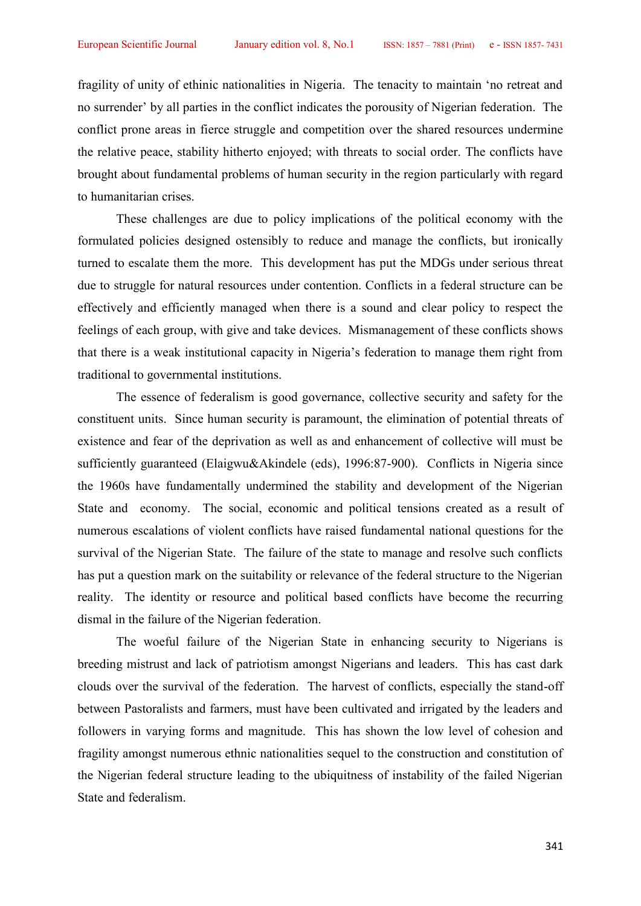fragility of unity of ethinic nationalities in Nigeria. The tenacity to maintain 'no retreat and no surrender' by all parties in the conflict indicates the porousity of Nigerian federation. The conflict prone areas in fierce struggle and competition over the shared resources undermine the relative peace, stability hitherto enjoyed; with threats to social order. The conflicts have brought about fundamental problems of human security in the region particularly with regard to humanitarian crises.

These challenges are due to policy implications of the political economy with the formulated policies designed ostensibly to reduce and manage the conflicts, but ironically turned to escalate them the more. This development has put the MDGs under serious threat due to struggle for natural resources under contention. Conflicts in a federal structure can be effectively and efficiently managed when there is a sound and clear policy to respect the feelings of each group, with give and take devices. Mismanagement of these conflicts shows that there is a weak institutional capacity in Nigeria's federation to manage them right from traditional to governmental institutions.

The essence of federalism is good governance, collective security and safety for the constituent units. Since human security is paramount, the elimination of potential threats of existence and fear of the deprivation as well as and enhancement of collective will must be sufficiently guaranteed (Elaigwu&Akindele (eds), 1996:87-900). Conflicts in Nigeria since the 1960s have fundamentally undermined the stability and development of the Nigerian State and economy. The social, economic and political tensions created as a result of numerous escalations of violent conflicts have raised fundamental national questions for the survival of the Nigerian State. The failure of the state to manage and resolve such conflicts has put a question mark on the suitability or relevance of the federal structure to the Nigerian reality. The identity or resource and political based conflicts have become the recurring dismal in the failure of the Nigerian federation.

The woeful failure of the Nigerian State in enhancing security to Nigerians is breeding mistrust and lack of patriotism amongst Nigerians and leaders. This has cast dark clouds over the survival of the federation. The harvest of conflicts, especially the stand-off between Pastoralists and farmers, must have been cultivated and irrigated by the leaders and followers in varying forms and magnitude. This has shown the low level of cohesion and fragility amongst numerous ethnic nationalities sequel to the construction and constitution of the Nigerian federal structure leading to the ubiquitness of instability of the failed Nigerian State and federalism.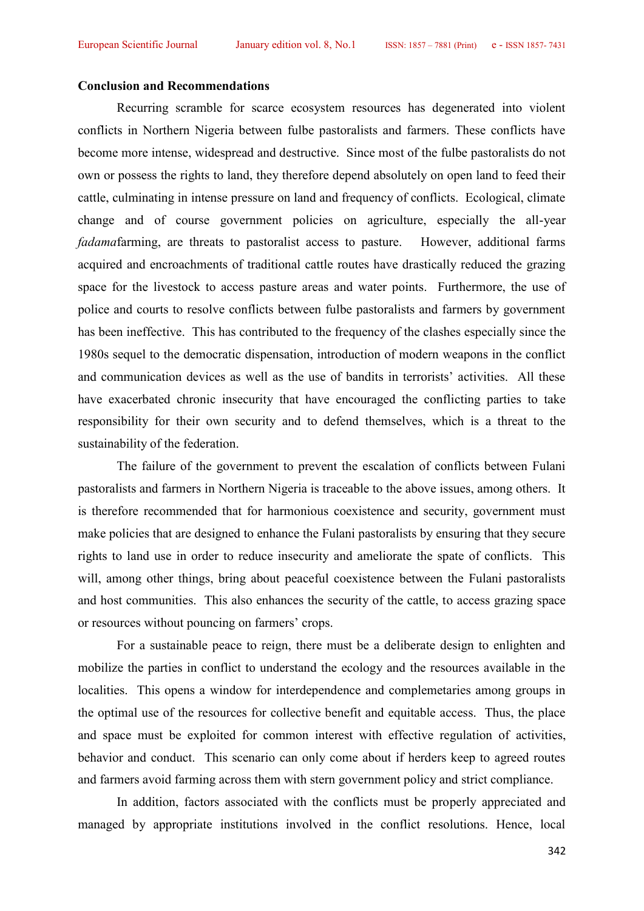**Conclusion and Recommendations**

Recurring scramble for scarce ecosystem resources has degenerated into violent conflicts in Northern Nigeria between fulbe pastoralists and farmers. These conflicts have become more intense, widespread and destructive. Since most of the fulbe pastoralists do not own or possess the rights to land, they therefore depend absolutely on open land to feed their cattle, culminating in intense pressure on land and frequency of conflicts. Ecological, climate change and of course government policies on agriculture, especially the all-year *fadama*farming, are threats to pastoralist access to pasture. However, additional farms acquired and encroachments of traditional cattle routes have drastically reduced the grazing space for the livestock to access pasture areas and water points. Furthermore, the use of police and courts to resolve conflicts between fulbe pastoralists and farmers by government has been ineffective. This has contributed to the frequency of the clashes especially since the 1980s sequel to the democratic dispensation, introduction of modern weapons in the conflict and communication devices as well as the use of bandits in terrorists' activities. All these have exacerbated chronic insecurity that have encouraged the conflicting parties to take responsibility for their own security and to defend themselves, which is a threat to the sustainability of the federation.

The failure of the government to prevent the escalation of conflicts between Fulani pastoralists and farmers in Northern Nigeria is traceable to the above issues, among others. It is therefore recommended that for harmonious coexistence and security, government must make policies that are designed to enhance the Fulani pastoralists by ensuring that they secure rights to land use in order to reduce insecurity and ameliorate the spate of conflicts. This will, among other things, bring about peaceful coexistence between the Fulani pastoralists and host communities. This also enhances the security of the cattle, to access grazing space or resources without pouncing on farmers' crops.

For a sustainable peace to reign, there must be a deliberate design to enlighten and mobilize the parties in conflict to understand the ecology and the resources available in the localities. This opens a window for interdependence and complemetaries among groups in the optimal use of the resources for collective benefit and equitable access. Thus, the place and space must be exploited for common interest with effective regulation of activities, behavior and conduct. This scenario can only come about if herders keep to agreed routes and farmers avoid farming across them with stern government policy and strict compliance.

In addition, factors associated with the conflicts must be properly appreciated and managed by appropriate institutions involved in the conflict resolutions. Hence, local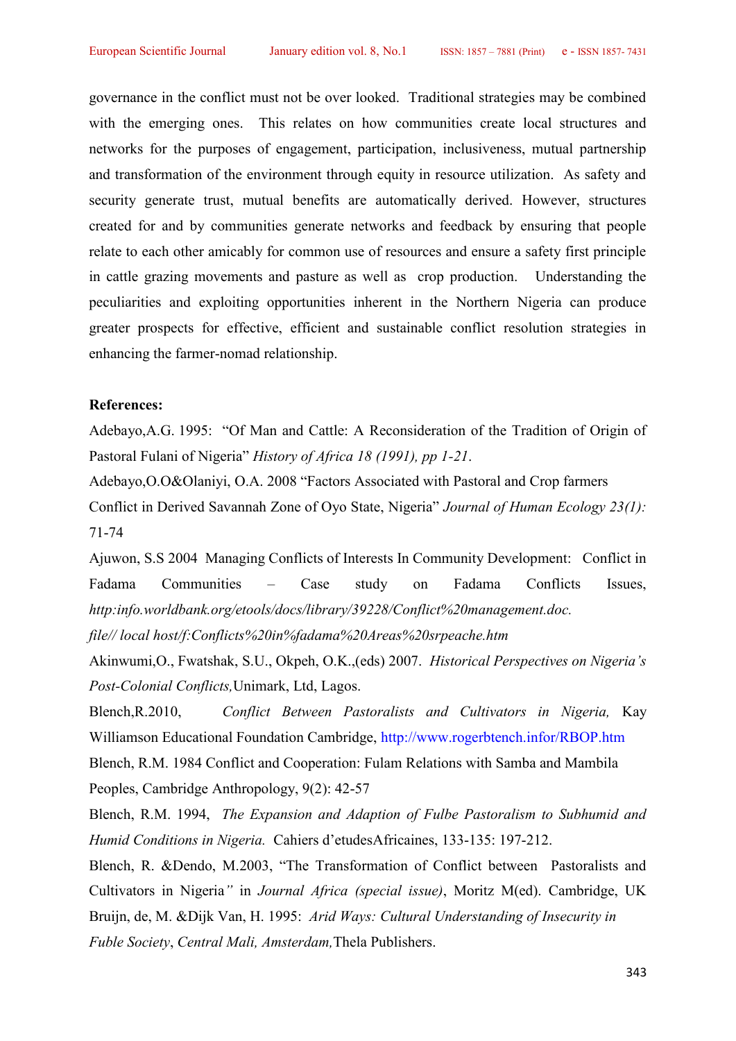governance in the conflict must not be over looked. Traditional strategies may be combined with the emerging ones. This relates on how communities create local structures and networks for the purposes of engagement, participation, inclusiveness, mutual partnership and transformation of the environment through equity in resource utilization. As safety and security generate trust, mutual benefits are automatically derived. However, structures created for and by communities generate networks and feedback by ensuring that people relate to each other amicably for common use of resources and ensure a safety first principle in cattle grazing movements and pasture as well as crop production. Understanding the peculiarities and exploiting opportunities inherent in the Northern Nigeria can produce greater prospects for effective, efficient and sustainable conflict resolution strategies in enhancing the farmer-nomad relationship.

**References:**

Adebayo,A.G. 1995: "Of Man and Cattle: A Reconsideration of the Tradition of Origin of Pastoral Fulani of Nigeria" *History of Africa 18 (1991), pp 1-21*.

Adebayo,O.O&Olaniyi, O.A. 2008 "Factors Associated with Pastoral and Crop farmers Conflict in Derived Savannah Zone of Oyo State, Nigeria" *Journal of Human Ecology 23(1):* 71-74

Ajuwon, S.S 2004 Managing Conflicts of Interests In Community Development: Conflict in Fadama Communities – Case study on Fadama Conflicts Issues, *http:info.worldbank.org/etools/docs/library/39228/Conflict%20management.doc. file// local host/f:Conflicts%20in%fadama%20Areas%20srpeache.htm*

Akinwumi,O., Fwatshak, S.U., Okpeh, O.K.,(eds) 2007. *Historical Perspectives on Nigeria's Post-Colonial Conflicts,*Unimark, Ltd, Lagos.

Blench,R.2010, *Conflict Between Pastoralists and Cultivators in Nigeria,* Kay Williamson Educational Foundation Cambridge, http://www.rogerbtench.infor/RBOP.htm

Blench, R.M. 1984 Conflict and Cooperation: Fulam Relations with Samba and Mambila Peoples, Cambridge Anthropology, 9(2): 42-57

Blench, R.M. 1994, *The Expansion and Adaption of Fulbe Pastoralism to Subhumid and Humid Conditions in Nigeria.* Cahiers d'etudesAfricaines, 133-135: 197-212.

Blench, R. &Dendo, M.2003, "The Transformation of Conflict between Pastoralists and Cultivators in Nigeria*"* in *Journal Africa (special issue)*, Moritz M(ed). Cambridge, UK

Bruijn, de, M. &Dijk Van, H. 1995: *Arid Ways: Cultural Understanding of Insecurity in Fuble Society*, *Central Mali, Amsterdam,*Thela Publishers.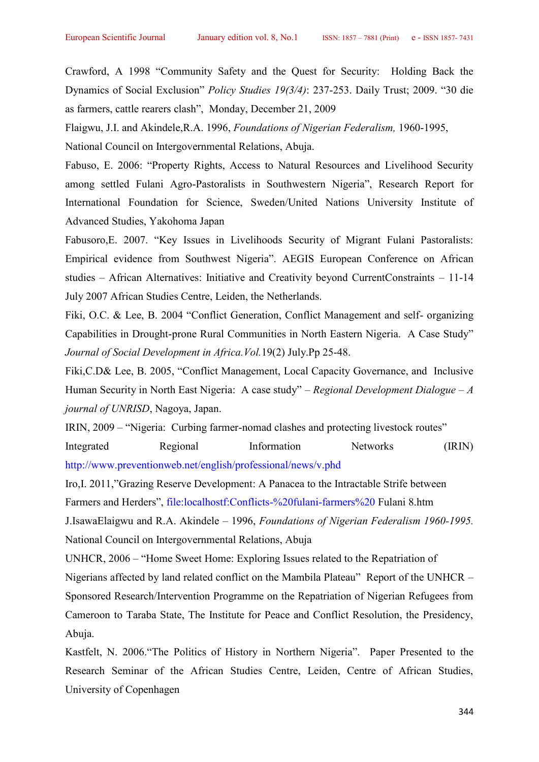Crawford, A 1998 "Community Safety and the Quest for Security: Holding Back the Dynamics of Social Exclusion" *Policy Studies 19(3/4)*: 237-253. Daily Trust; 2009. "30 die as farmers, cattle rearers clash", Monday, December 21, 2009

Flaigwu, J.I. and Akindele,R.A. 1996, *Foundations of Nigerian Federalism,* 1960-1995, National Council on Intergovernmental Relations, Abuja.

Fabuso, E. 2006: "Property Rights, Access to Natural Resources and Livelihood Security among settled Fulani Agro-Pastoralists in Southwestern Nigeria", Research Report for International Foundation for Science, Sweden/United Nations University Institute of Advanced Studies, Yakohoma Japan

Fabusoro,E. 2007. "Key Issues in Livelihoods Security of Migrant Fulani Pastoralists: Empirical evidence from Southwest Nigeria". AEGIS European Conference on African studies – African Alternatives: Initiative and Creativity beyond CurrentConstraints – 11-14 July 2007 African Studies Centre, Leiden, the Netherlands.

Fiki, O.C. & Lee, B. 2004 "Conflict Generation, Conflict Management and self- organizing Capabilities in Drought-prone Rural Communities in North Eastern Nigeria. A Case Study" *Journal of Social Development in Africa.Vol.*19(2) July.Pp 25-48.

Fiki,C.D& Lee, B. 2005, "Conflict Management, Local Capacity Governance, and Inclusive Human Security in North East Nigeria: A case study" – *Regional Development Dialogue – A journal of UNRISD*, Nagoya, Japan.

IRIN, 2009 – "Nigeria: Curbing farmer-nomad clashes and protecting livestock routes" Integrated Regional Information Networks (IRIN) http://www.preventionweb.net/english/professional/news/v.phd

Iro,I. 2011,"Grazing Reserve Development: A Panacea to the Intractable Strife between Farmers and Herders", file:localhostf:Conflicts-%20fulani-farmers%20 Fulani 8.htm

J.IsawaElaigwu and R.A. Akindele – 1996, *Foundations of Nigerian Federalism 1960-1995.* National Council on Intergovernmental Relations, Abuja

UNHCR, 2006 – "Home Sweet Home: Exploring Issues related to the Repatriation of Nigerians affected by land related conflict on the Mambila Plateau" Report of the UNHCR – Sponsored Research/Intervention Programme on the Repatriation of Nigerian Refugees from Cameroon to Taraba State, The Institute for Peace and Conflict Resolution, the Presidency, Abuja.

Kastfelt, N. 2006."The Politics of History in Northern Nigeria". Paper Presented to the Research Seminar of the African Studies Centre, Leiden, Centre of African Studies, University of Copenhagen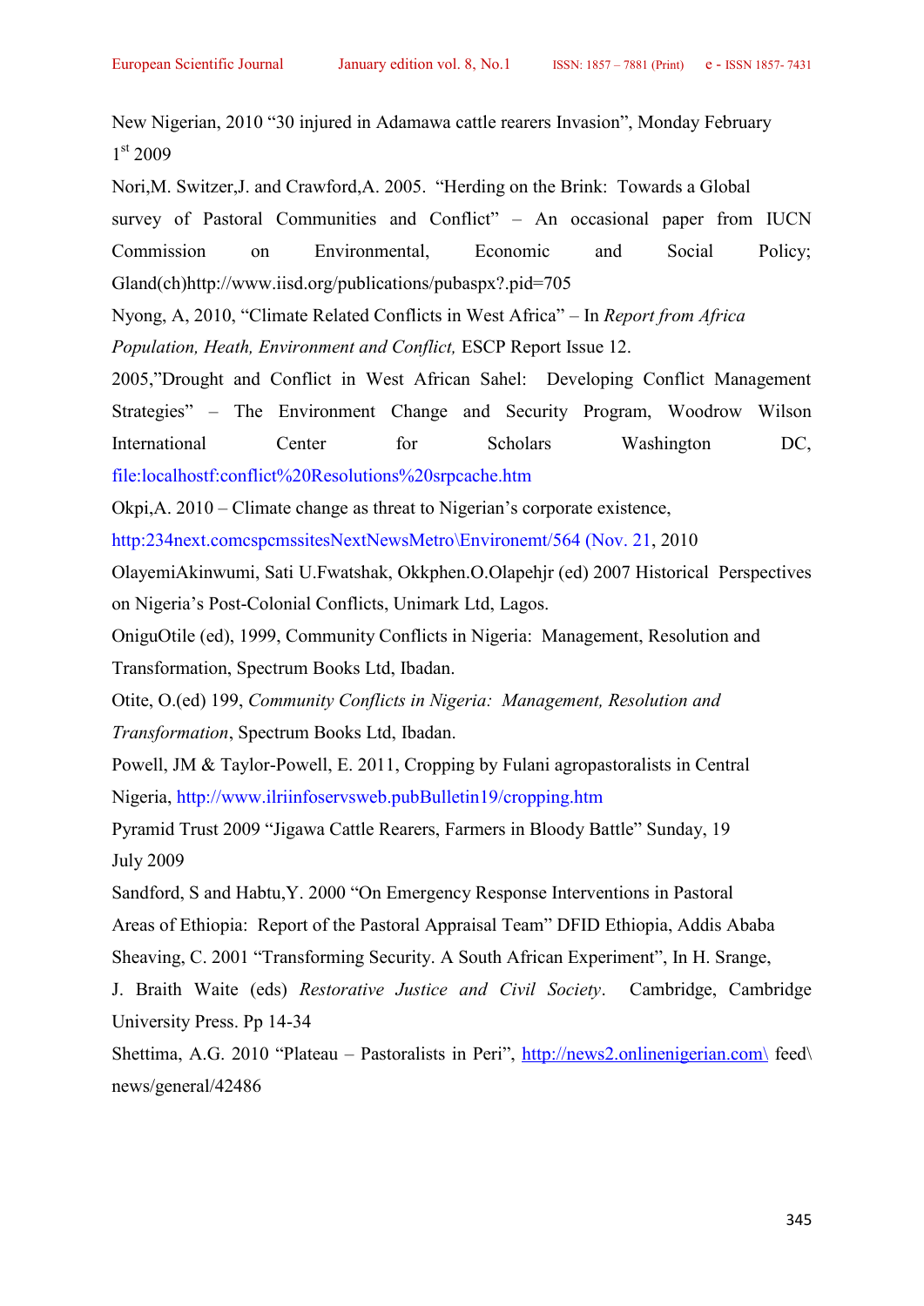New Nigerian, 2010 "30 injured in Adamawa cattle rearers Invasion", Monday February 1st 2009

Nori,M. Switzer,J. and Crawford,A. 2005. "Herding on the Brink: Towards a Global survey of Pastoral Communities and Conflict" – An occasional paper from IUCN Commission on Environmental, Economic and Social Policy; Gland(ch)http://www.iisd.org/publications/pubaspx?.pid=705

Nyong, A, 2010, "Climate Related Conflicts in West Africa" – In *Report from Africa Population, Heath, Environment and Conflict,* ESCP Report Issue 12.

2005,"Drought and Conflict in West African Sahel: Developing Conflict Management Strategies" – The Environment Change and Security Program, Woodrow Wilson International Center for Scholars Washington DC, file:localhostf:conflict%20Resolutions%20srpcache.htm

Okpi,A. 2010 – Climate change as threat to Nigerian's corporate existence, http:234next.comcspcmssitesNextNewsMetro\Environemt/564 (Nov. 21, 2010

OlayemiAkinwumi, Sati U.Fwatshak, Okkphen.O.Olapehjr (ed) 2007 Historical Perspectives on Nigeria's Post-Colonial Conflicts, Unimark Ltd, Lagos.

OniguOtile (ed), 1999, Community Conflicts in Nigeria: Management, Resolution and Transformation, Spectrum Books Ltd, Ibadan.

Otite, O.(ed) 199, *Community Conflicts in Nigeria: Management, Resolution and Transformation*, Spectrum Books Ltd, Ibadan.

Powell, JM & Taylor-Powell, E. 2011, Cropping by Fulani agropastoralists in Central Nigeria, http://www.ilriinfoservsweb.pubBulletin19/cropping.htm

Pyramid Trust 2009 "Jigawa Cattle Rearers, Farmers in Bloody Battle" Sunday, 19 July 2009

Sandford, S and Habtu,Y. 2000 "On Emergency Response Interventions in Pastoral Areas of Ethiopia: Report of the Pastoral Appraisal Team" DFID Ethiopia, Addis Ababa

Sheaving, C. 2001 "Transforming Security. A South African Experiment", In H. Srange, J. Braith Waite (eds) *Restorative Justice and Civil Society*. Cambridge, Cambridge University Press. Pp 14-34

Shettima, A.G. 2010 "Plateau – Pastoralists in Peri", http://news2.onlinenigerian.com\ feed\ news/general/42486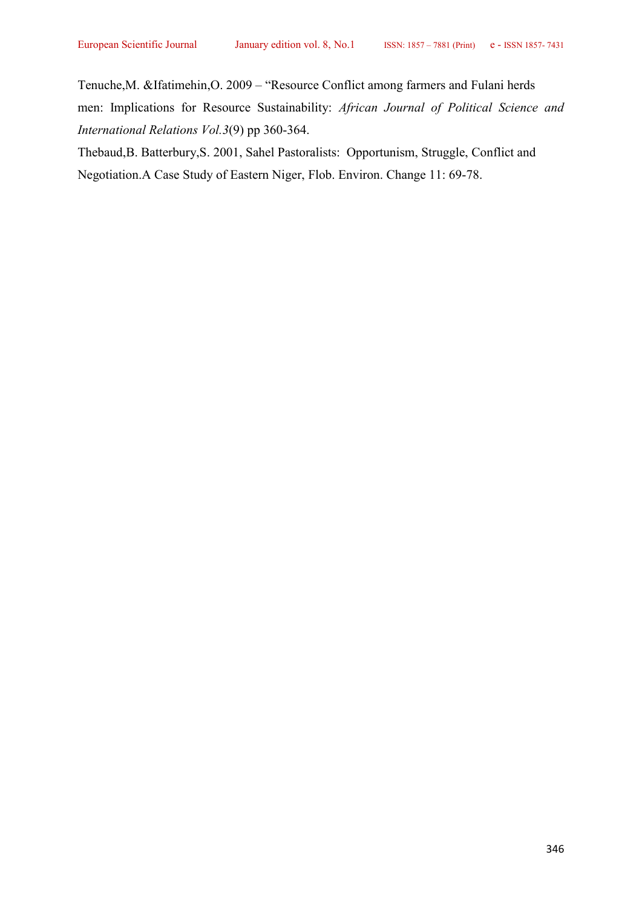Tenuche,M. &Ifatimehin,O. 2009 – "Resource Conflict among farmers and Fulani herds men: Implications for Resource Sustainability: *African Journal of Political Science and International Relations Vol.3*(9) pp 360-364.

Thebaud,B. Batterbury,S. 2001, Sahel Pastoralists: Opportunism, Struggle, Conflict and Negotiation.A Case Study of Eastern Niger, Flob. Environ. Change 11: 69-78.